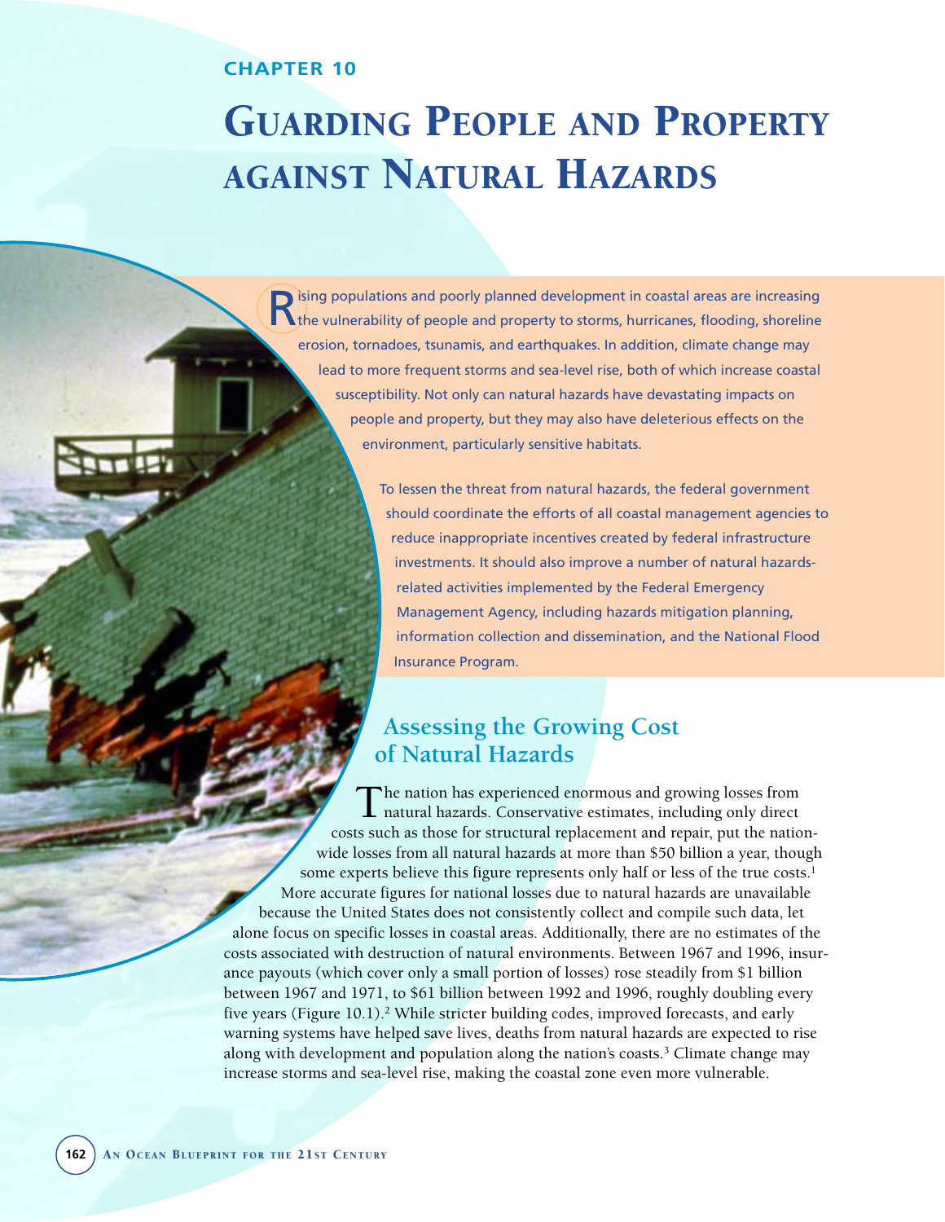CHAPTER 10

# Guarding People and Property against Natural Hazards

Rising populations and poorly planned development in coastal areas are increasing the vulnerability of people and property to storms, hurricanes, flooding, shoreline erosion, tornadoes, tsunamis, and earthquakes. In addition, climate change may lead to more frequent storms and sea-level rise, both of which increase coastal susceptibility. Not only can natural hazards have devastating impacts on people and property, but they may also have deleterious effects on the environment, particularly sensitive habitats.

To lessen the threat from natural hazards, the federal government should coordinate the efforts of all coastal management agencies to reduce inappropriate incentives created by federal infrastructure investments. It should also improve a number of natural hazards-related activities implemented by the Federal Emergency Management Agency, including hazards mitigation planning, information collection and dissemination, and the National Flood Insurance Program.

## Assessing the Growing Cost of Natural Hazards

The nation has experienced enormous and growing losses from natural hazards. Conservative estimates, including only direct costs such as those for structural replacement and repair, put the nationwide losses from all natural hazards at more than $50 billion a year, though some experts believe this figure represents only half or less of the true costs.[1] More accurate figures for national losses due to natural hazards are unavailable because the United States does not consistently collect and compile such data, let alone focus on specific losses in coastal areas. Additionally, there are no estimates of the costs associated with destruction of natural environments. Between 1967 and 1996, insurance payouts (which cover only a small portion of losses) rose steadily from $1 billion between 1967 and 1971, to $61 billion between 1992 and 1996, roughly doubling every five years (Figure 10.1).[2] While stricter building codes, improved forecasts, and early warning systems have helped save lives, deaths from natural hazards are expected to rise along with development and population along the nation's coasts.[3] Climate change may increase storms and sea-level rise, making the coastal zone even more vulnerable.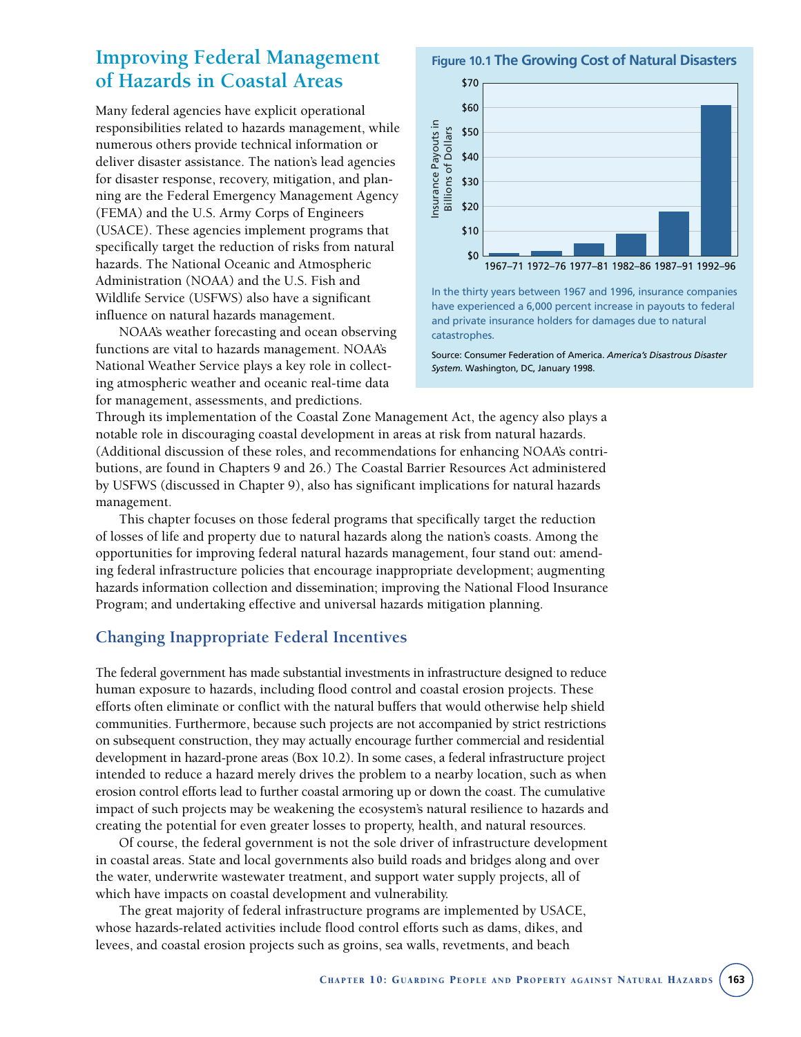## Improving Federal Management of Hazards in Coastal Areas

Many federal agencies have explicit operational responsibilities related to hazards management, while numerous others provide technical information or deliver disaster assistance. The nation's lead agencies for disaster response, recovery, mitigation, and planning are the Federal Emergency Management Agency (FEMA) and the U.S. Army Corps of Engineers (USACE). These agencies implement programs that specifically target the reduction of risks from natural hazards. The National Oceanic and Atmospheric Administration (NOAA) and the U.S. Fish and Wildlife Service (USFWS) also have a significant influence on natural hazards management.

NOAA's weather forecasting and ocean observing functions are vital to hazards management. NOAA's National Weather Service plays a key role in collecting atmospheric weather and oceanic real-time data for management, assessments, and predictions. Through its implementation of the Coastal Zone Management Act, the agency also plays a notable role in discouraging coastal development in areas at risk from natural hazards. (Additional discussion of these roles, and recommendations for enhancing NOAA's contributions, are found in Chapters 9 and 26.) The Coastal Barrier Resources Act administered by USFWS (discussed in Chapter 9), also has significant implications for natural hazards management.

This chapter focuses on those federal programs that specifically target the reduction of losses of life and property due to natural hazards along the nation's coasts. Among the opportunities for improving federal natural hazards management, four stand out: amending federal infrastructure policies that encourage inappropriate development; augmenting hazards information collection and dissemination; improving the National Flood Insurance Program; and undertaking effective and universal hazards mitigation planning.

**Figure 10.1 The Growing Cost of Natural Disasters**

| Period | Insurance Payouts in Billions of Dollars (approx.) |
|---|---|
| 1967–71 | ~$1 |
| 1972–76 | ~$2 |
| 1977–81 | ~$5 |
| 1982–86 | ~$9 |
| 1987–91 | ~$18 |
| 1992–96 | ~$61 |

In the thirty years between 1967 and 1996, insurance companies have experienced a 6,000 percent increase in payouts to federal and private insurance holders for damages due to natural catastrophes.

Source: Consumer Federation of America. *America's Disastrous Disaster System.* Washington, DC, January 1998.

### Changing Inappropriate Federal Incentives

The federal government has made substantial investments in infrastructure designed to reduce human exposure to hazards, including flood control and coastal erosion projects. These efforts often eliminate or conflict with the natural buffers that would otherwise help shield communities. Furthermore, because such projects are not accompanied by strict restrictions on subsequent construction, they may actually encourage further commercial and residential development in hazard-prone areas (Box 10.2). In some cases, a federal infrastructure project intended to reduce a hazard merely drives the problem to a nearby location, such as when erosion control efforts lead to further coastal armoring up or down the coast. The cumulative impact of such projects may be weakening the ecosystem's natural resilience to hazards and creating the potential for even greater losses to property, health, and natural resources.

Of course, the federal government is not the sole driver of infrastructure development in coastal areas. State and local governments also build roads and bridges along and over the water, underwrite wastewater treatment, and support water supply projects, all of which have impacts on coastal development and vulnerability.

The great majority of federal infrastructure programs are implemented by USACE, whose hazards-related activities include flood control efforts such as dams, dikes, and levees, and coastal erosion projects such as groins, sea walls, revetments, and beach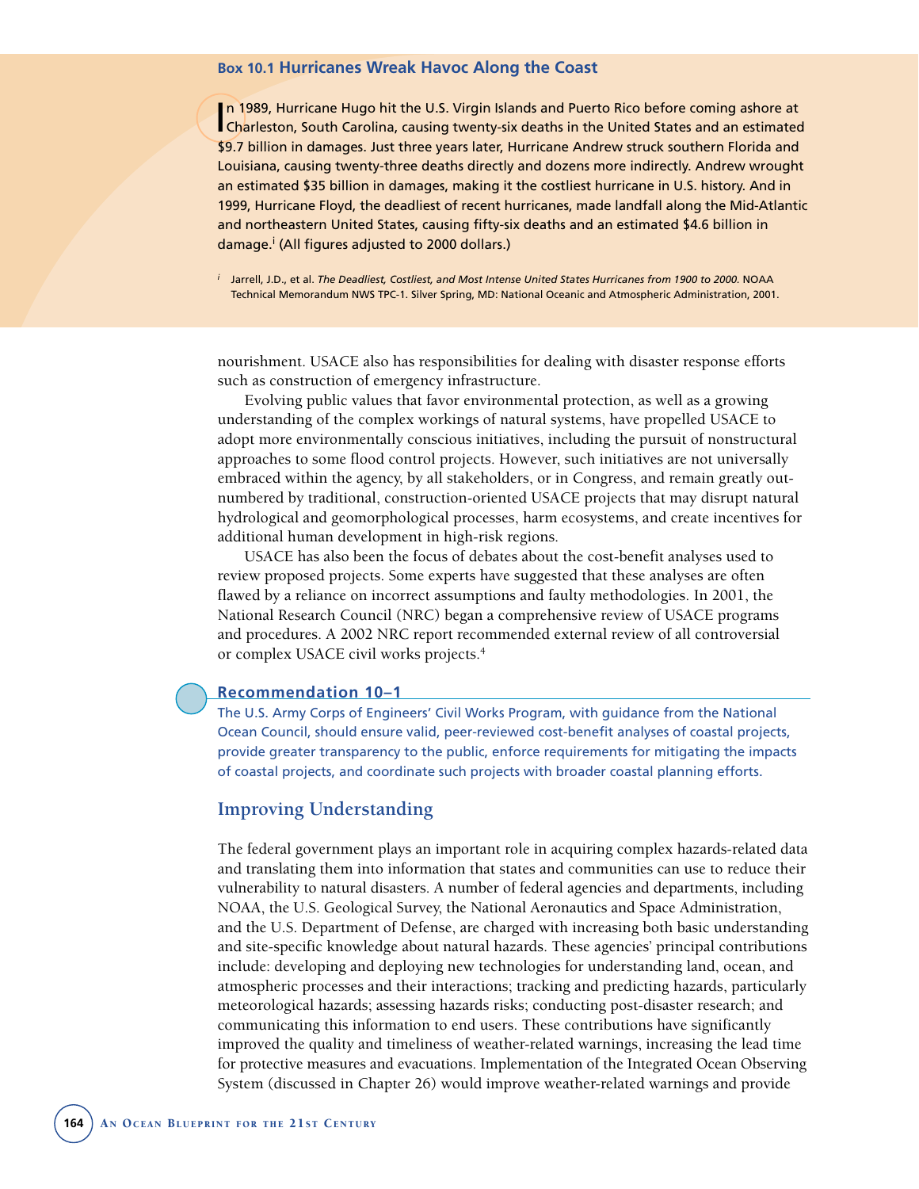### Box 10.1 Hurricanes Wreak Havoc Along the Coast

In 1989, Hurricane Hugo hit the U.S. Virgin Islands and Puerto Rico before coming ashore at Charleston, South Carolina, causing twenty-six deaths in the United States and an estimated $9.7 billion in damages. Just three years later, Hurricane Andrew struck southern Florida and Louisiana, causing twenty-three deaths directly and dozens more indirectly. Andrew wrought an estimated $35 billion in damages, making it the costliest hurricane in U.S. history. And in 1999, Hurricane Floyd, the deadliest of recent hurricanes, made landfall along the Mid-Atlantic and northeastern United States, causing fifty-six deaths and an estimated $4.6 billion in damage.[i] (All figures adjusted to 2000 dollars.)

[i] Jarrell, J.D., et al. *The Deadliest, Costliest, and Most Intense United States Hurricanes from 1900 to 2000.* NOAA Technical Memorandum NWS TPC-1. Silver Spring, MD: National Oceanic and Atmospheric Administration, 2001.

nourishment. USACE also has responsibilities for dealing with disaster response efforts such as construction of emergency infrastructure.

Evolving public values that favor environmental protection, as well as a growing understanding of the complex workings of natural systems, have propelled USACE to adopt more environmentally conscious initiatives, including the pursuit of nonstructural approaches to some flood control projects. However, such initiatives are not universally embraced within the agency, by all stakeholders, or in Congress, and remain greatly outnumbered by traditional, construction-oriented USACE projects that may disrupt natural hydrological and geomorphological processes, harm ecosystems, and create incentives for additional human development in high-risk regions.

USACE has also been the focus of debates about the cost-benefit analyses used to review proposed projects. Some experts have suggested that these analyses are often flawed by a reliance on incorrect assumptions and faulty methodologies. In 2001, the National Research Council (NRC) began a comprehensive review of USACE programs and procedures. A 2002 NRC report recommended external review of all controversial or complex USACE civil works projects.[4]

**Recommendation 10–1**

The U.S. Army Corps of Engineers' Civil Works Program, with guidance from the National Ocean Council, should ensure valid, peer-reviewed cost-benefit analyses of coastal projects, provide greater transparency to the public, enforce requirements for mitigating the impacts of coastal projects, and coordinate such projects with broader coastal planning efforts.

## Improving Understanding

The federal government plays an important role in acquiring complex hazards-related data and translating them into information that states and communities can use to reduce their vulnerability to natural disasters. A number of federal agencies and departments, including NOAA, the U.S. Geological Survey, the National Aeronautics and Space Administration, and the U.S. Department of Defense, are charged with increasing both basic understanding and site-specific knowledge about natural hazards. These agencies' principal contributions include: developing and deploying new technologies for understanding land, ocean, and atmospheric processes and their interactions; tracking and predicting hazards, particularly meteorological hazards; assessing hazards risks; conducting post-disaster research; and communicating this information to end users. These contributions have significantly improved the quality and timeliness of weather-related warnings, increasing the lead time for protective measures and evacuations. Implementation of the Integrated Ocean Observing System (discussed in Chapter 26) would improve weather-related warnings and provide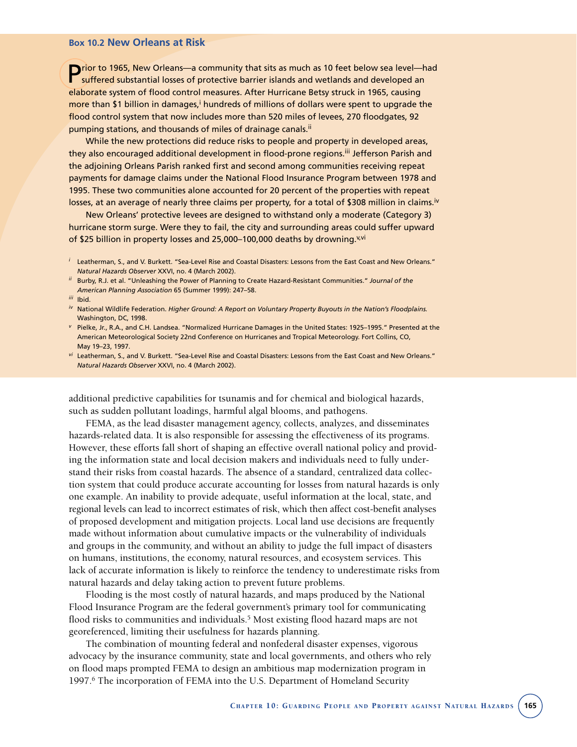### Box 10.2 New Orleans at Risk

Prior to 1965, New Orleans—a community that sits as much as 10 feet below sea level—had suffered substantial losses of protective barrier islands and wetlands and developed an elaborate system of flood control measures. After Hurricane Betsy struck in 1965, causing more than $1 billion in damages,[i] hundreds of millions of dollars were spent to upgrade the flood control system that now includes more than 520 miles of levees, 270 floodgates, 92 pumping stations, and thousands of miles of drainage canals.[ii]

While the new protections did reduce risks to people and property in developed areas, they also encouraged additional development in flood-prone regions.[iii] Jefferson Parish and the adjoining Orleans Parish ranked first and second among communities receiving repeat payments for damage claims under the National Flood Insurance Program between 1978 and 1995. These two communities alone accounted for 20 percent of the properties with repeat losses, at an average of nearly three claims per property, for a total of $308 million in claims.[iv]

New Orleans' protective levees are designed to withstand only a moderate (Category 3) hurricane storm surge. Were they to fail, the city and surrounding areas could suffer upward of $25 billion in property losses and 25,000–100,000 deaths by drowning.[v,vi]

[i] Leatherman, S., and V. Burkett. "Sea-Level Rise and Coastal Disasters: Lessons from the East Coast and New Orleans." *Natural Hazards Observer* XXVI, no. 4 (March 2002).

[ii] Burby, R.J. et al. "Unleashing the Power of Planning to Create Hazard-Resistant Communities." *Journal of the American Planning Association* 65 (Summer 1999): 247–58.

[iii] Ibid.

[iv] National Wildlife Federation. *Higher Ground: A Report on Voluntary Property Buyouts in the Nation's Floodplains.* Washington, DC, 1998.

[v] Pielke, Jr., R.A., and C.H. Landsea. "Normalized Hurricane Damages in the United States: 1925–1995." Presented at the American Meteorological Society 22nd Conference on Hurricanes and Tropical Meteorology. Fort Collins, CO, May 19–23, 1997.

[vi] Leatherman, S., and V. Burkett. "Sea-Level Rise and Coastal Disasters: Lessons from the East Coast and New Orleans." *Natural Hazards Observer* XXVI, no. 4 (March 2002).

additional predictive capabilities for tsunamis and for chemical and biological hazards, such as sudden pollutant loadings, harmful algal blooms, and pathogens.

FEMA, as the lead disaster management agency, collects, analyzes, and disseminates hazards-related data. It is also responsible for assessing the effectiveness of its programs. However, these efforts fall short of shaping an effective overall national policy and providing the information state and local decision makers and individuals need to fully understand their risks from coastal hazards. The absence of a standard, centralized data collection system that could produce accurate accounting for losses from natural hazards is only one example. An inability to provide adequate, useful information at the local, state, and regional levels can lead to incorrect estimates of risk, which then affect cost-benefit analyses of proposed development and mitigation projects. Local land use decisions are frequently made without information about cumulative impacts or the vulnerability of individuals and groups in the community, and without an ability to judge the full impact of disasters on humans, institutions, the economy, natural resources, and ecosystem services. This lack of accurate information is likely to reinforce the tendency to underestimate risks from natural hazards and delay taking action to prevent future problems.

Flooding is the most costly of natural hazards, and maps produced by the National Flood Insurance Program are the federal government's primary tool for communicating flood risks to communities and individuals.[5] Most existing flood hazard maps are not georeferenced, limiting their usefulness for hazards planning.

The combination of mounting federal and nonfederal disaster expenses, vigorous advocacy by the insurance community, state and local governments, and others who rely on flood maps prompted FEMA to design an ambitious map modernization program in 1997.[6] The incorporation of FEMA into the U.S. Department of Homeland Security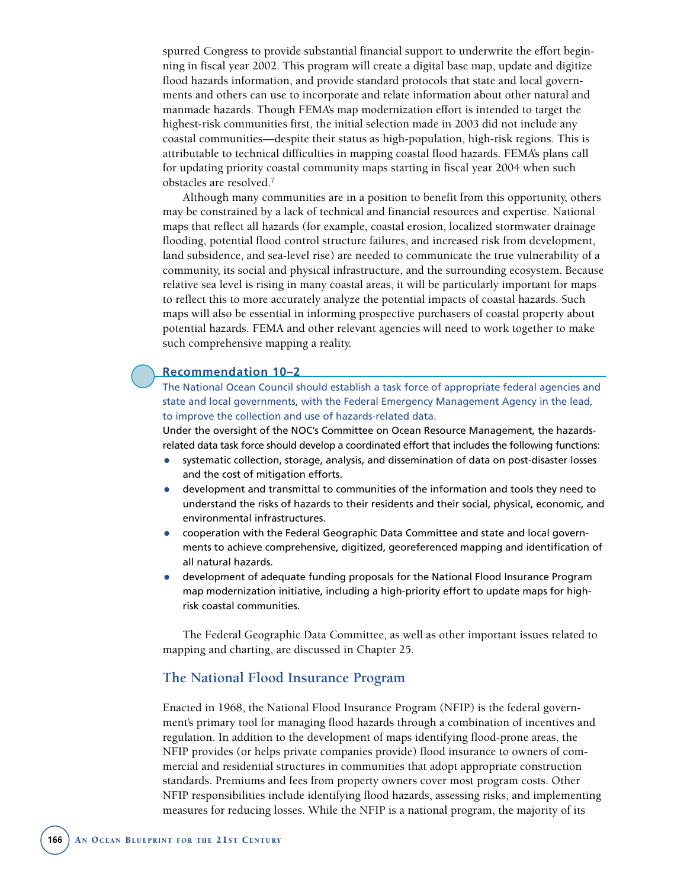spurred Congress to provide substantial financial support to underwrite the effort beginning in fiscal year 2002. This program will create a digital base map, update and digitize flood hazards information, and provide standard protocols that state and local governments and others can use to incorporate and relate information about other natural and manmade hazards. Though FEMA's map modernization effort is intended to target the highest-risk communities first, the initial selection made in 2003 did not include any coastal communities—despite their status as high-population, high-risk regions. This is attributable to technical difficulties in mapping coastal flood hazards. FEMA's plans call for updating priority coastal community maps starting in fiscal year 2004 when such obstacles are resolved.[7]

Although many communities are in a position to benefit from this opportunity, others may be constrained by a lack of technical and financial resources and expertise. National maps that reflect all hazards (for example, coastal erosion, localized stormwater drainage flooding, potential flood control structure failures, and increased risk from development, land subsidence, and sea-level rise) are needed to communicate the true vulnerability of a community, its social and physical infrastructure, and the surrounding ecosystem. Because relative sea level is rising in many coastal areas, it will be particularly important for maps to reflect this to more accurately analyze the potential impacts of coastal hazards. Such maps will also be essential in informing prospective purchasers of coastal property about potential hazards. FEMA and other relevant agencies will need to work together to make such comprehensive mapping a reality.

### Recommendation 10–2

**The National Ocean Council should establish a task force of appropriate federal agencies and state and local governments, with the Federal Emergency Management Agency in the lead, to improve the collection and use of hazards-related data.**

Under the oversight of the NOC's Committee on Ocean Resource Management, the hazards-related data task force should develop a coordinated effort that includes the following functions:

- systematic collection, storage, analysis, and dissemination of data on post-disaster losses and the cost of mitigation efforts.
- development and transmittal to communities of the information and tools they need to understand the risks of hazards to their residents and their social, physical, economic, and environmental infrastructures.
- cooperation with the Federal Geographic Data Committee and state and local governments to achieve comprehensive, digitized, georeferenced mapping and identification of all natural hazards.
- development of adequate funding proposals for the National Flood Insurance Program map modernization initiative, including a high-priority effort to update maps for high-risk coastal communities.

The Federal Geographic Data Committee, as well as other important issues related to mapping and charting, are discussed in Chapter 25.

## The National Flood Insurance Program

Enacted in 1968, the National Flood Insurance Program (NFIP) is the federal government's primary tool for managing flood hazards through a combination of incentives and regulation. In addition to the development of maps identifying flood-prone areas, the NFIP provides (or helps private companies provide) flood insurance to owners of commercial and residential structures in communities that adopt appropriate construction standards. Premiums and fees from property owners cover most program costs. Other NFIP responsibilities include identifying flood hazards, assessing risks, and implementing measures for reducing losses. While the NFIP is a national program, the majority of its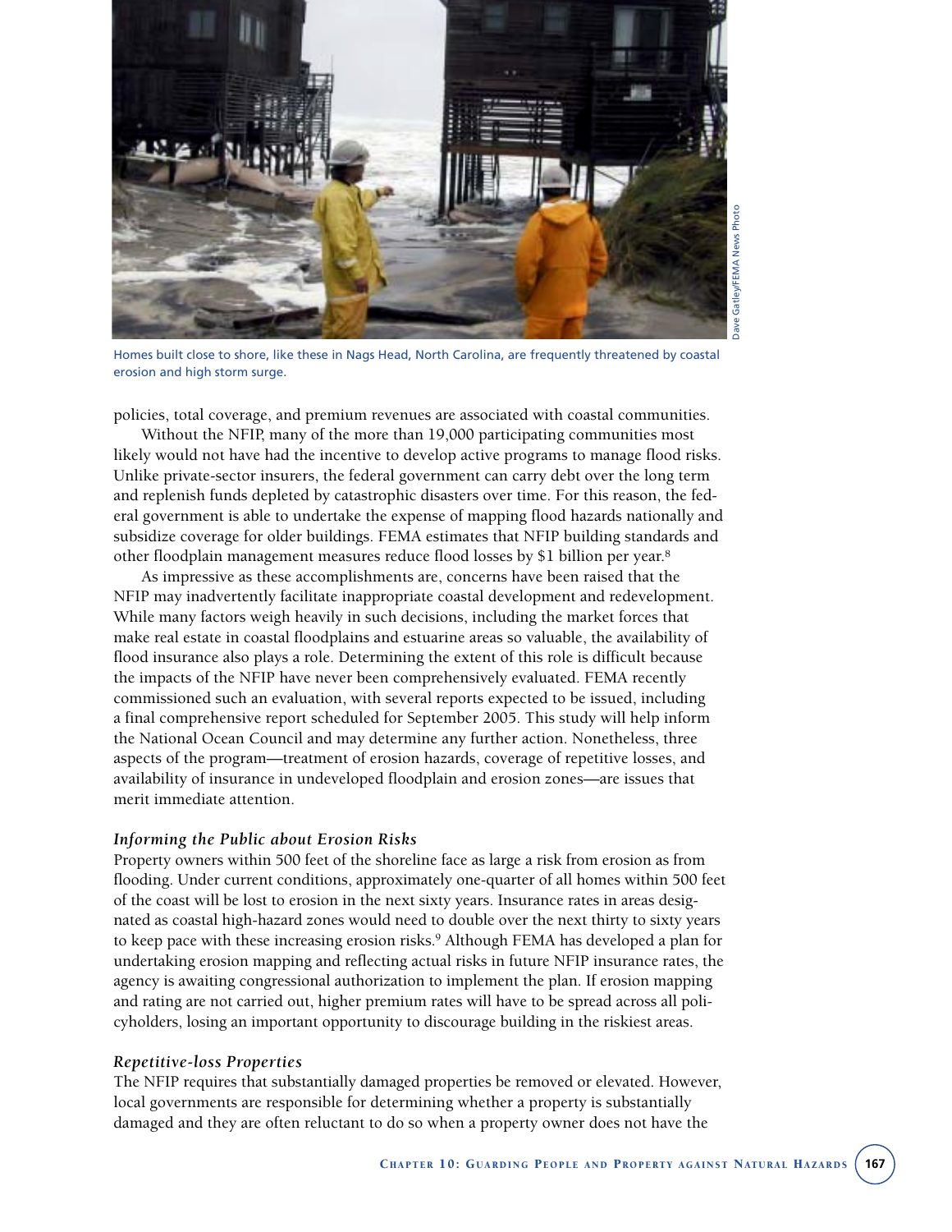Homes built close to shore, like these in Nags Head, North Carolina, are frequently threatened by coastal erosion and high storm surge.

policies, total coverage, and premium revenues are associated with coastal communities.

Without the NFIP, many of the more than 19,000 participating communities most likely would not have had the incentive to develop active programs to manage flood risks. Unlike private-sector insurers, the federal government can carry debt over the long term and replenish funds depleted by catastrophic disasters over time. For this reason, the federal government is able to undertake the expense of mapping flood hazards nationally and subsidize coverage for older buildings. FEMA estimates that NFIP building standards and other floodplain management measures reduce flood losses by $1 billion per year.[8]

As impressive as these accomplishments are, concerns have been raised that the NFIP may inadvertently facilitate inappropriate coastal development and redevelopment. While many factors weigh heavily in such decisions, including the market forces that make real estate in coastal floodplains and estuarine areas so valuable, the availability of flood insurance also plays a role. Determining the extent of this role is difficult because the impacts of the NFIP have never been comprehensively evaluated. FEMA recently commissioned such an evaluation, with several reports expected to be issued, including a final comprehensive report scheduled for September 2005. This study will help inform the National Ocean Council and may determine any further action. Nonetheless, three aspects of the program—treatment of erosion hazards, coverage of repetitive losses, and availability of insurance in undeveloped floodplain and erosion zones—are issues that merit immediate attention.

### *Informing the Public about Erosion Risks*

Property owners within 500 feet of the shoreline face as large a risk from erosion as from flooding. Under current conditions, approximately one-quarter of all homes within 500 feet of the coast will be lost to erosion in the next sixty years. Insurance rates in areas designated as coastal high-hazard zones would need to double over the next thirty to sixty years to keep pace with these increasing erosion risks.[9] Although FEMA has developed a plan for undertaking erosion mapping and reflecting actual risks in future NFIP insurance rates, the agency is awaiting congressional authorization to implement the plan. If erosion mapping and rating are not carried out, higher premium rates will have to be spread across all policyholders, losing an important opportunity to discourage building in the riskiest areas.

### *Repetitive-loss Properties*

The NFIP requires that substantially damaged properties be removed or elevated. However, local governments are responsible for determining whether a property is substantially damaged and they are often reluctant to do so when a property owner does not have the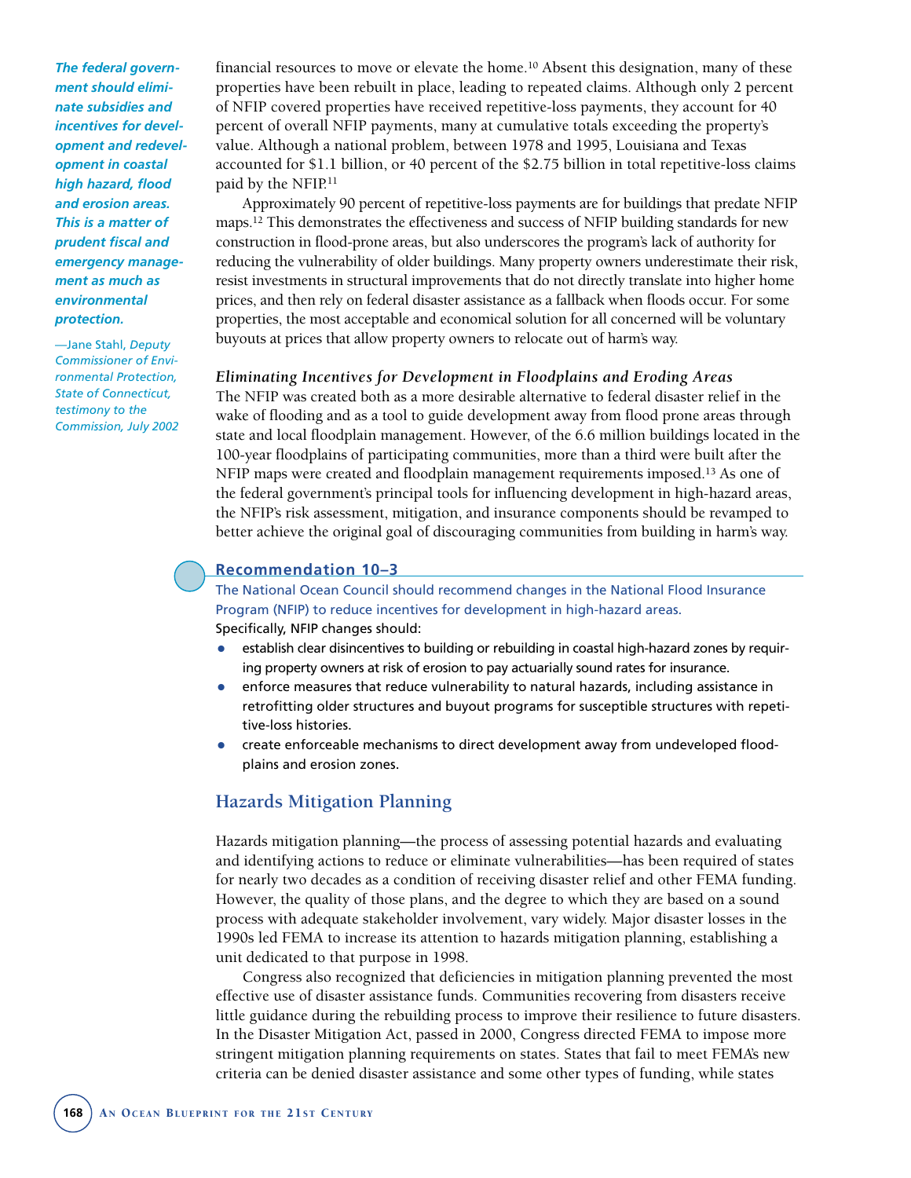*The federal government should eliminate subsidies and incentives for development and redevelopment in coastal high hazard, flood and erosion areas. This is a matter of prudent fiscal and emergency management as much as environmental protection.*

—Jane Stahl, *Deputy Commissioner of Environmental Protection, State of Connecticut, testimony to the Commission, July 2002*

financial resources to move or elevate the home.[10] Absent this designation, many of these properties have been rebuilt in place, leading to repeated claims. Although only 2 percent of NFIP covered properties have received repetitive-loss payments, they account for 40 percent of overall NFIP payments, many at cumulative totals exceeding the property's value. Although a national problem, between 1978 and 1995, Louisiana and Texas accounted for $1.1 billion, or 40 percent of the $2.75 billion in total repetitive-loss claims paid by the NFIP.[11]

Approximately 90 percent of repetitive-loss payments are for buildings that predate NFIP maps.[12] This demonstrates the effectiveness and success of NFIP building standards for new construction in flood-prone areas, but also underscores the program's lack of authority for reducing the vulnerability of older buildings. Many property owners underestimate their risk, resist investments in structural improvements that do not directly translate into higher home prices, and then rely on federal disaster assistance as a fallback when floods occur. For some properties, the most acceptable and economical solution for all concerned will be voluntary buyouts at prices that allow property owners to relocate out of harm's way.

### *Eliminating Incentives for Development in Floodplains and Eroding Areas*

The NFIP was created both as a more desirable alternative to federal disaster relief in the wake of flooding and as a tool to guide development away from flood prone areas through state and local floodplain management. However, of the 6.6 million buildings located in the 100-year floodplains of participating communities, more than a third were built after the NFIP maps were created and floodplain management requirements imposed.[13] As one of the federal government's principal tools for influencing development in high-hazard areas, the NFIP's risk assessment, mitigation, and insurance components should be revamped to better achieve the original goal of discouraging communities from building in harm's way.

### Recommendation 10–3

The National Ocean Council should recommend changes in the National Flood Insurance Program (NFIP) to reduce incentives for development in high-hazard areas.

Specifically, NFIP changes should:

- establish clear disincentives to building or rebuilding in coastal high-hazard zones by requiring property owners at risk of erosion to pay actuarially sound rates for insurance.
- enforce measures that reduce vulnerability to natural hazards, including assistance in retrofitting older structures and buyout programs for susceptible structures with repetitive-loss histories.
- create enforceable mechanisms to direct development away from undeveloped floodplains and erosion zones.

## Hazards Mitigation Planning

Hazards mitigation planning—the process of assessing potential hazards and evaluating and identifying actions to reduce or eliminate vulnerabilities—has been required of states for nearly two decades as a condition of receiving disaster relief and other FEMA funding. However, the quality of those plans, and the degree to which they are based on a sound process with adequate stakeholder involvement, vary widely. Major disaster losses in the 1990s led FEMA to increase its attention to hazards mitigation planning, establishing a unit dedicated to that purpose in 1998.

Congress also recognized that deficiencies in mitigation planning prevented the most effective use of disaster assistance funds. Communities recovering from disasters receive little guidance during the rebuilding process to improve their resilience to future disasters. In the Disaster Mitigation Act, passed in 2000, Congress directed FEMA to impose more stringent mitigation planning requirements on states. States that fail to meet FEMA's new criteria can be denied disaster assistance and some other types of funding, while states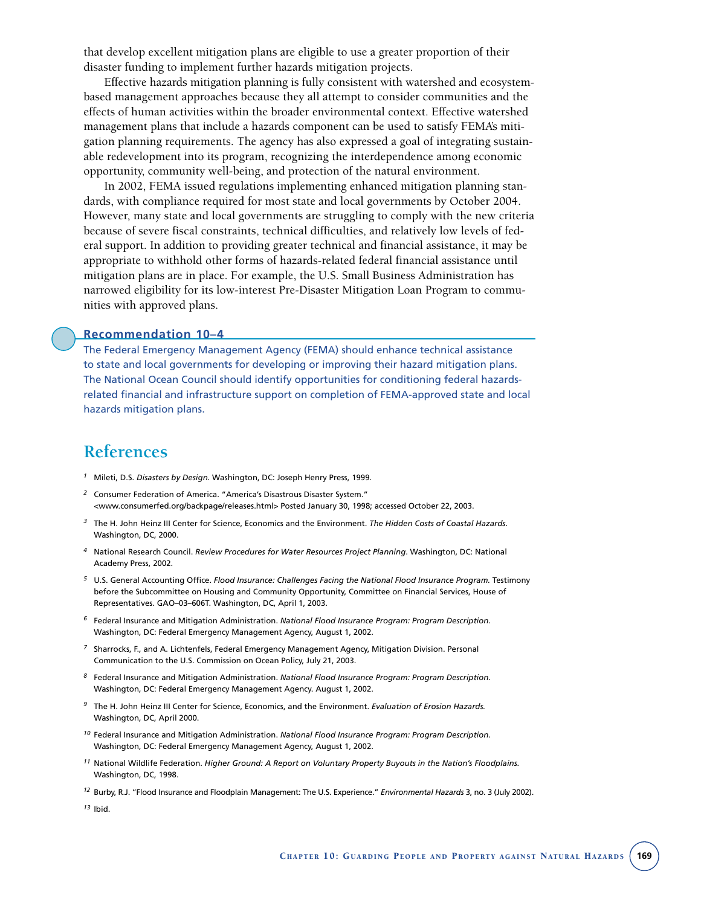that develop excellent mitigation plans are eligible to use a greater proportion of their disaster funding to implement further hazards mitigation projects.

Effective hazards mitigation planning is fully consistent with watershed and ecosystem-based management approaches because they all attempt to consider communities and the effects of human activities within the broader environmental context. Effective watershed management plans that include a hazards component can be used to satisfy FEMA's mitigation planning requirements. The agency has also expressed a goal of integrating sustainable redevelopment into its program, recognizing the interdependence among economic opportunity, community well-being, and protection of the natural environment.

In 2002, FEMA issued regulations implementing enhanced mitigation planning standards, with compliance required for most state and local governments by October 2004. However, many state and local governments are struggling to comply with the new criteria because of severe fiscal constraints, technical difficulties, and relatively low levels of federal support. In addition to providing greater technical and financial assistance, it may be appropriate to withhold other forms of hazards-related federal financial assistance until mitigation plans are in place. For example, the U.S. Small Business Administration has narrowed eligibility for its low-interest Pre-Disaster Mitigation Loan Program to communities with approved plans.

### Recommendation 10–4

The Federal Emergency Management Agency (FEMA) should enhance technical assistance to state and local governments for developing or improving their hazard mitigation plans. The National Ocean Council should identify opportunities for conditioning federal hazards-related financial and infrastructure support on completion of FEMA-approved state and local hazards mitigation plans.

## References

[1] Mileti, D.S. *Disasters by Design.* Washington, DC: Joseph Henry Press, 1999.

[2] Consumer Federation of America. "America's Disastrous Disaster System." <www.consumerfed.org/backpage/releases.html> Posted January 30, 1998; accessed October 22, 2003.

[3] The H. John Heinz III Center for Science, Economics and the Environment. *The Hidden Costs of Coastal Hazards.* Washington, DC, 2000.

[4] National Research Council. *Review Procedures for Water Resources Project Planning*. Washington, DC: National Academy Press, 2002.

[5] U.S. General Accounting Office. *Flood Insurance: Challenges Facing the National Flood Insurance Program.* Testimony before the Subcommittee on Housing and Community Opportunity, Committee on Financial Services, House of Representatives. GAO–03–606T. Washington, DC, April 1, 2003.

[6] Federal Insurance and Mitigation Administration. *National Flood Insurance Program: Program Description.* Washington, DC: Federal Emergency Management Agency, August 1, 2002.

[7] Sharrocks, F., and A. Lichtenfels, Federal Emergency Management Agency, Mitigation Division. Personal Communication to the U.S. Commission on Ocean Policy, July 21, 2003.

[8] Federal Insurance and Mitigation Administration. *National Flood Insurance Program: Program Description.* Washington, DC: Federal Emergency Management Agency. August 1, 2002.

[9] The H. John Heinz III Center for Science, Economics, and the Environment. *Evaluation of Erosion Hazards.* Washington, DC, April 2000.

[10] Federal Insurance and Mitigation Administration. *National Flood Insurance Program: Program Description.* Washington, DC: Federal Emergency Management Agency, August 1, 2002.

[11] National Wildlife Federation. *Higher Ground: A Report on Voluntary Property Buyouts in the Nation's Floodplains.* Washington, DC, 1998.

[12] Burby, R.J. "Flood Insurance and Floodplain Management: The U.S. Experience." *Environmental Hazards* 3, no. 3 (July 2002).

[13] Ibid.